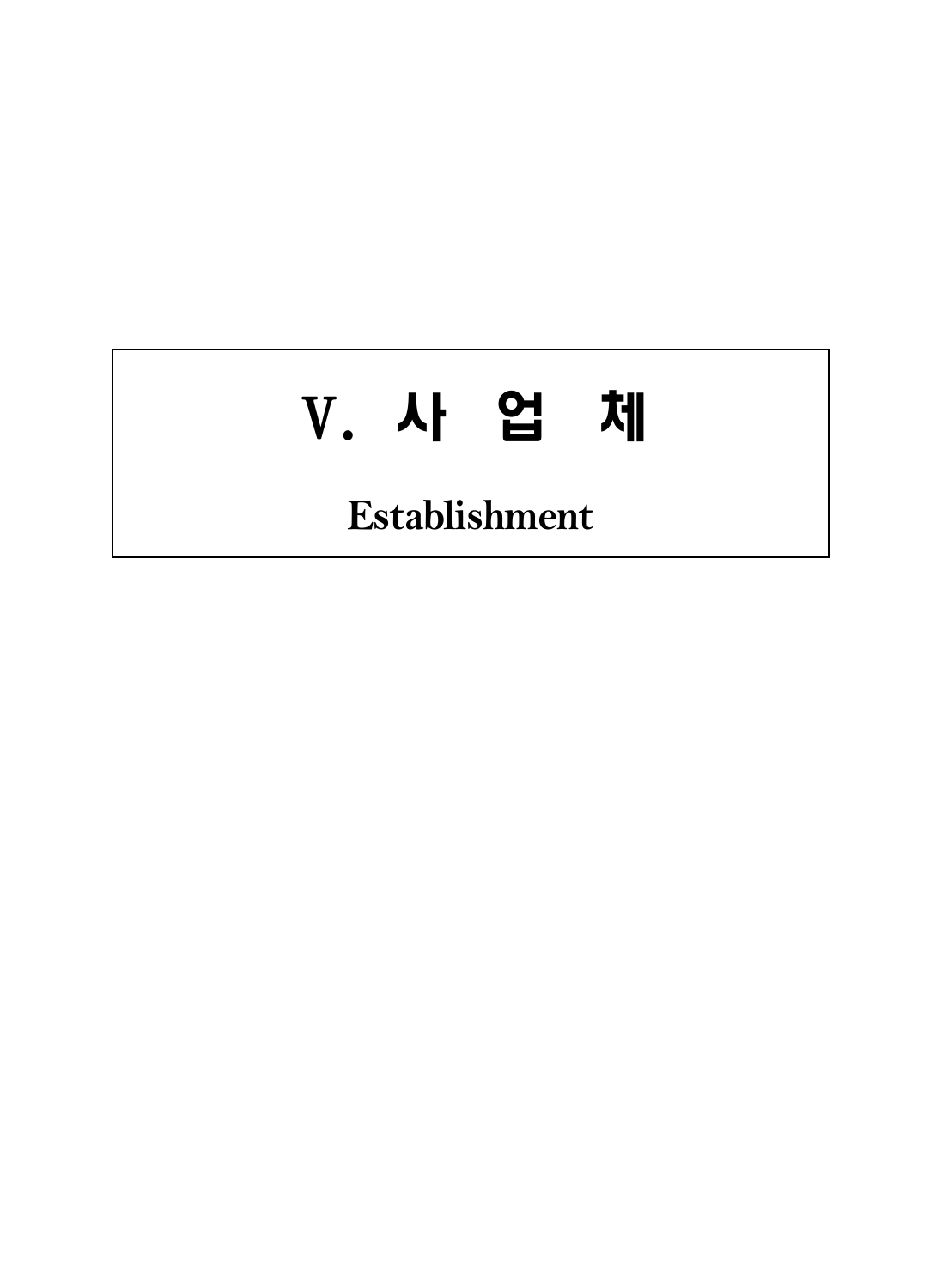# V. 사 업 체

**Establishment**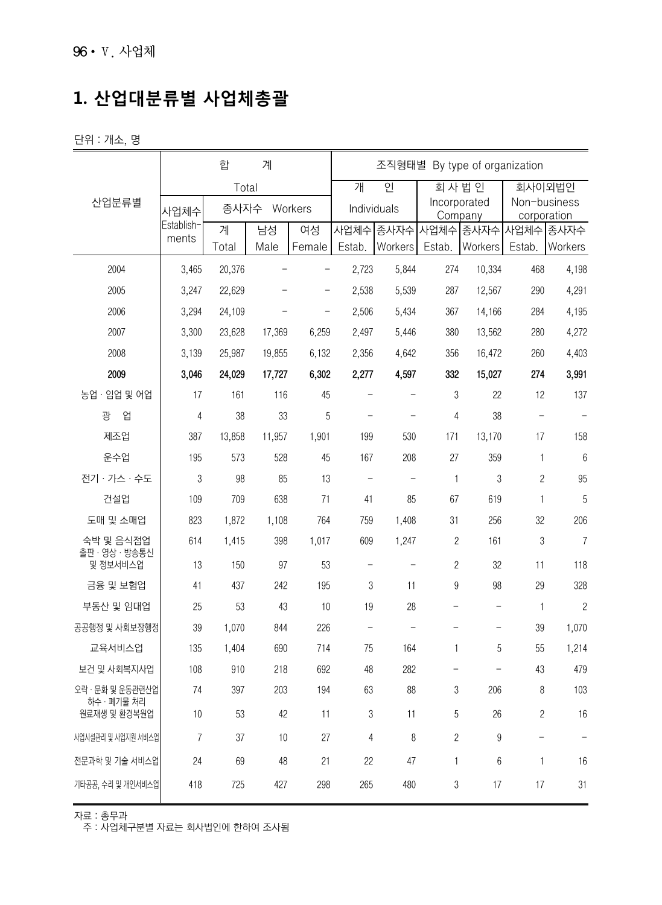# 1. 산업대분류별 사업체총괄

단위 : 개소, 명

| 산업분류별 | 합 계 Total | | | | 조직형태별 By type of organization | | | | | |
|---|---|---|---|---|---|---|---|---|---|---|
| | 사업체수 Establish-ments | 종사자수 Workers | | | 개 인 Individuals | | 회 사 법 인 Incorporated Company | | 회사이외법인 Non-business corporation | |
| | | 계 Total | 남성 Male | 여성 Female | 사업체수 Estab. | 종사자수 Workers | 사업체수 Estab. | 종사자수 Workers | 사업체수 Estab. | 종사자수 Workers |
| 2004 | 3,465 | 20,376 | - | - | 2,723 | 5,844 | 274 | 10,334 | 468 | 4,198 |
| 2005 | 3,247 | 22,629 | - | - | 2,538 | 5,539 | 287 | 12,567 | 290 | 4,291 |
| 2006 | 3,294 | 24,109 | - | - | 2,506 | 5,434 | 367 | 14,166 | 284 | 4,195 |
| 2007 | 3,300 | 23,628 | 17,369 | 6,259 | 2,497 | 5,446 | 380 | 13,562 | 280 | 4,272 |
| 2008 | 3,139 | 25,987 | 19,855 | 6,132 | 2,356 | 4,642 | 356 | 16,472 | 260 | 4,403 |
| **2009** | **3,046** | **24,029** | **17,727** | **6,302** | **2,277** | **4,597** | **332** | **15,027** | **274** | **3,991** |
| 농업 · 임업 및 어업 | 17 | 161 | 116 | 45 | - | - | 3 | 22 | 12 | 137 |
| 광 업 | 4 | 38 | 33 | 5 | - | - | 4 | 38 | - | - |
| 제조업 | 387 | 13,858 | 11,957 | 1,901 | 199 | 530 | 171 | 13,170 | 17 | 158 |
| 운수업 | 195 | 573 | 528 | 45 | 167 | 208 | 27 | 359 | 1 | 6 |
| 전기 · 가스 · 수도 | 3 | 98 | 85 | 13 | - | - | 1 | 3 | 2 | 95 |
| 건설업 | 109 | 709 | 638 | 71 | 41 | 85 | 67 | 619 | 1 | 5 |
| 도매 및 소매업 | 823 | 1,872 | 1,108 | 764 | 759 | 1,408 | 31 | 256 | 32 | 206 |
| 숙박 및 음식점업 | 614 | 1,415 | 398 | 1,017 | 609 | 1,247 | 2 | 161 | 3 | 7 |
| 출판 · 영상 · 방송통신 및 정보서비스업 | 13 | 150 | 97 | 53 | - | - | 2 | 32 | 11 | 118 |
| 금융 및 보험업 | 41 | 437 | 242 | 195 | 3 | 11 | 9 | 98 | 29 | 328 |
| 부동산 및 임대업 | 25 | 53 | 43 | 10 | 19 | 28 | - | - | 1 | 2 |
| 공공행정 및 사회보장행정 | 39 | 1,070 | 844 | 226 | - | - | - | - | 39 | 1,070 |
| 교육서비스업 | 135 | 1,404 | 690 | 714 | 75 | 164 | 1 | 5 | 55 | 1,214 |
| 보건 및 사회복지사업 | 108 | 910 | 218 | 692 | 48 | 282 | - | - | 43 | 479 |
| 오락 · 문화 및 운동관련산업 | 74 | 397 | 203 | 194 | 63 | 88 | 3 | 206 | 8 | 103 |
| 하수 · 폐기물 처리 원료재생 및 환경복원업 | 10 | 53 | 42 | 11 | 3 | 11 | 5 | 26 | 2 | 16 |
| 사업시설관리 및 사업지원 서비스업 | 7 | 37 | 10 | 27 | 4 | 8 | 2 | 9 | - | - |
| 전문과학 및 기술 서비스업 | 24 | 69 | 48 | 21 | 22 | 47 | 1 | 6 | 1 | 16 |
| 기타공공, 수리 및 개인서비스업 | 418 | 725 | 427 | 298 | 265 | 480 | 3 | 17 | 17 | 31 |

자료 : 총무과
주 : 사업체구분별 자료는 회사법인에 한하여 조사됨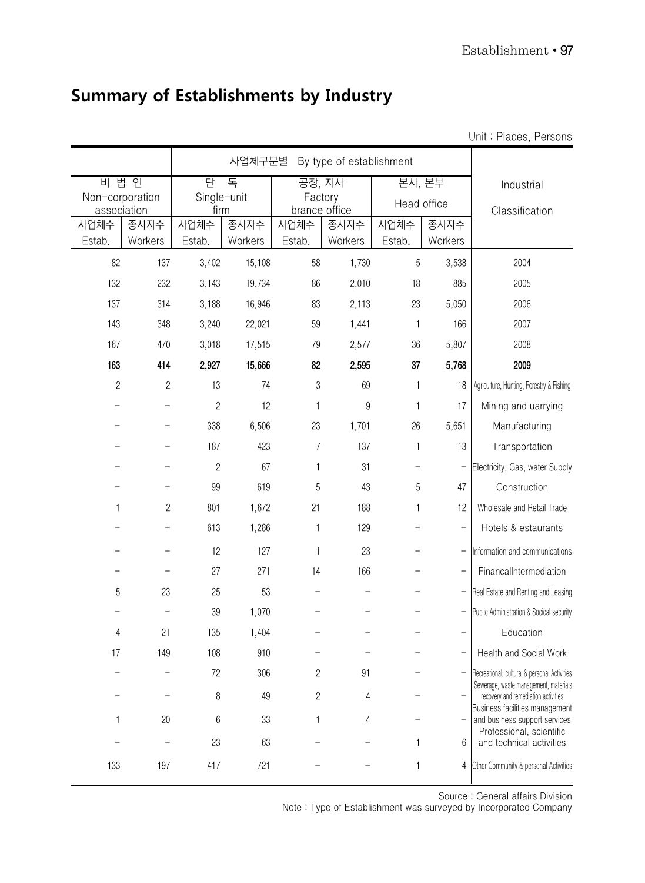# Summary of Establishments by Industry

Unit : Places, Persons

| 비 법 인 Non-corporation association | | 사업체구분별 By type of establishment | | | | | | Industrial Classification |
|---|---|---|---|---|---|---|---|---|
| 비 법 인 Non-corporation association | | 단 독 Single-unit firm | | 공장, 지사 Factory brance office | | 본사, 본부 Head office | | |
| 사업체수 Estab. | 종사자수 Workers | 사업체수 Estab. | 종사자수 Workers | 사업체수 Estab. | 종사자수 Workers | 사업체수 Estab. | 종사자수 Workers | |
| 82 | 137 | 3,402 | 15,108 | 58 | 1,730 | 5 | 3,538 | 2004 |
| 132 | 232 | 3,143 | 19,734 | 86 | 2,010 | 18 | 885 | 2005 |
| 137 | 314 | 3,188 | 16,946 | 83 | 2,113 | 23 | 5,050 | 2006 |
| 143 | 348 | 3,240 | 22,021 | 59 | 1,441 | 1 | 166 | 2007 |
| 167 | 470 | 3,018 | 17,515 | 79 | 2,577 | 36 | 5,807 | 2008 |
| **163** | **414** | **2,927** | **15,666** | **82** | **2,595** | **37** | **5,768** | **2009** |
| 2 | 2 | 13 | 74 | 3 | 69 | 1 | 18 | Agriculture, Hunting, Forestry & Fishing |
| – | – | 2 | 12 | 1 | 9 | 1 | 17 | Mining and uarrying |
| – | – | 338 | 6,506 | 23 | 1,701 | 26 | 5,651 | Manufacturing |
| – | – | 187 | 423 | 7 | 137 | 1 | 13 | Transportation |
| – | – | 2 | 67 | 1 | 31 | – | – | Electricity, Gas, water Supply |
| – | – | 99 | 619 | 5 | 43 | 5 | 47 | Construction |
| 1 | 2 | 801 | 1,672 | 21 | 188 | 1 | 12 | Wholesale and Retail Trade |
| – | – | 613 | 1,286 | 1 | 129 | – | – | Hotels & estaurants |
| – | – | 12 | 127 | 1 | 23 | – | – | Information and communications |
| – | – | 27 | 271 | 14 | 166 | – | – | FinancalIntermediation |
| 5 | 23 | 25 | 53 | – | – | – | – | Real Estate and Renting and Leasing |
| – | – | 39 | 1,070 | – | – | – | – | Public Administration & Socical security |
| 4 | 21 | 135 | 1,404 | – | – | – | – | Education |
| 17 | 149 | 108 | 910 | – | – | – | – | Health and Social Work |
| – | – | 72 | 306 | 2 | 91 | – | – | Recreational, cultural & personal Activities |
| – | – | 8 | 49 | 2 | 4 | – | – | Sewerage, waste management, materials recovery and remediation activities |
| 1 | 20 | 6 | 33 | 1 | 4 | – | – | Business facilities management and business support services |
| – | – | 23 | 63 | – | – | 1 | 6 | Professional, scientific and technical activities |
| 133 | 197 | 417 | 721 | – | – | 1 | 4 | Other Community & personal Activities |

Source : General affairs Division
Note : Type of Establishment was surveyed by Incorporated Company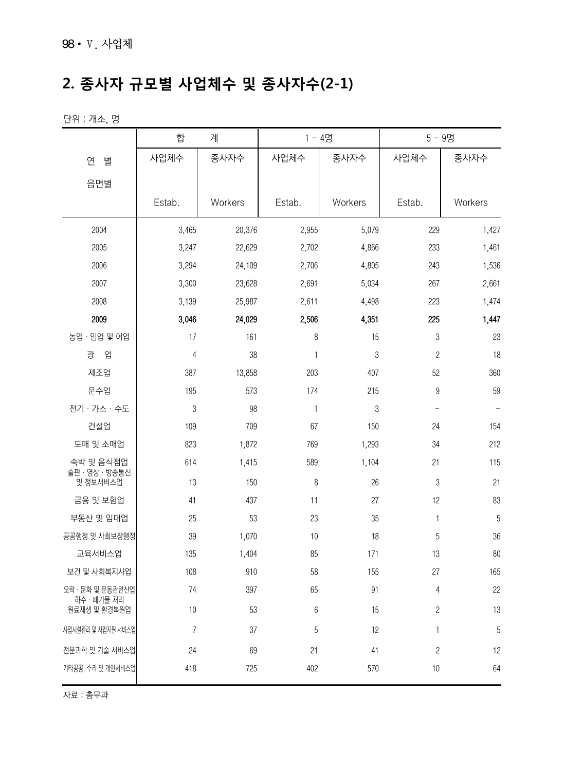## 2. 종사자 규모별 사업체수 및 종사자수(2-1)

단위 : 개소, 명

| 연 별<br>읍면별 | 합 계 | | 1 – 4명 | | 5 – 9명 | |
|---|---|---|---|---|---|---|
| | 사업체수<br>Estab. | 종사자수<br>Workers | 사업체수<br>Estab. | 종사자수<br>Workers | 사업체수<br>Estab. | 종사자수<br>Workers |
| 2004 | 3,465 | 20,376 | 2,955 | 5,079 | 229 | 1,427 |
| 2005 | 3,247 | 22,629 | 2,702 | 4,866 | 233 | 1,461 |
| 2006 | 3,294 | 24,109 | 2,706 | 4,805 | 243 | 1,536 |
| 2007 | 3,300 | 23,628 | 2,691 | 5,034 | 267 | 2,661 |
| 2008 | 3,139 | 25,987 | 2,611 | 4,498 | 223 | 1,474 |
| **2009** | **3,046** | **24,029** | **2,506** | **4,351** | **225** | **1,447** |
| 농업 · 임업 및 어업 | 17 | 161 | 8 | 15 | 3 | 23 |
| 광 업 | 4 | 38 | 1 | 3 | 2 | 18 |
| 제조업 | 387 | 13,858 | 203 | 407 | 52 | 360 |
| 운수업 | 195 | 573 | 174 | 215 | 9 | 59 |
| 전기 · 가스 · 수도 | 3 | 98 | 1 | 3 | – | – |
| 건설업 | 109 | 709 | 67 | 150 | 24 | 154 |
| 도매 및 소매업 | 823 | 1,872 | 769 | 1,293 | 34 | 212 |
| 숙박 및 음식점업 | 614 | 1,415 | 589 | 1,104 | 21 | 115 |
| 출판 · 영상 · 방송통신 및 정보서비스업 | 13 | 150 | 8 | 26 | 3 | 21 |
| 금융 및 보험업 | 41 | 437 | 11 | 27 | 12 | 83 |
| 부동산 및 임대업 | 25 | 53 | 23 | 35 | 1 | 5 |
| 공공행정 및 사회보장행정 | 39 | 1,070 | 10 | 18 | 5 | 36 |
| 교육서비스업 | 135 | 1,404 | 85 | 171 | 13 | 80 |
| 보건 및 사회복지사업 | 108 | 910 | 58 | 155 | 27 | 165 |
| 오락 · 문화 및 운동관련산업 | 74 | 397 | 65 | 91 | 4 | 22 |
| 하수 · 폐기물 처리 원료재생 및 환경복원업 | 10 | 53 | 6 | 15 | 2 | 13 |
| 사업시설관리 및 사업지원 서비스업 | 7 | 37 | 5 | 12 | 1 | 5 |
| 전문과학 및 기술 서비스업 | 24 | 69 | 21 | 41 | 2 | 12 |
| 기타공공, 수리 및 개인서비스업 | 418 | 725 | 402 | 570 | 10 | 64 |

자료 : 총무과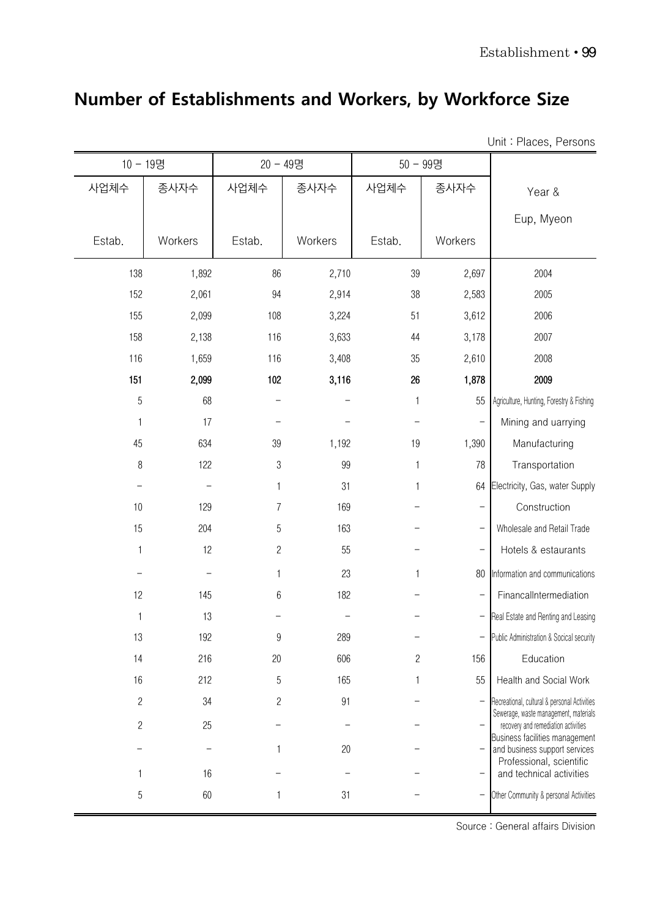# Number of Establishments and Workers, by Workforce Size

Unit : Places, Persons

| 10 - 19명 | | 20 - 49명 | | 50 - 99명 | | Year & Eup, Myeon |
|---|---|---|---|---|---|---|
| 사업체수 Estab. | 종사자수 Workers | 사업체수 Estab. | 종사자수 Workers | 사업체수 Estab. | 종사자수 Workers | |
| 138 | 1,892 | 86 | 2,710 | 39 | 2,697 | 2004 |
| 152 | 2,061 | 94 | 2,914 | 38 | 2,583 | 2005 |
| 155 | 2,099 | 108 | 3,224 | 51 | 3,612 | 2006 |
| 158 | 2,138 | 116 | 3,633 | 44 | 3,178 | 2007 |
| 116 | 1,659 | 116 | 3,408 | 35 | 2,610 | 2008 |
| **151** | **2,099** | **102** | **3,116** | **26** | **1,878** | **2009** |
| 5 | 68 | - | - | 1 | 55 | Agriculture, Hunting, Forestry & Fishing |
| 1 | 17 | - | - | - | - | Mining and uarrying |
| 45 | 634 | 39 | 1,192 | 19 | 1,390 | Manufacturing |
| 8 | 122 | 3 | 99 | 1 | 78 | Transportation |
| - | - | 1 | 31 | 1 | 64 | Electricity, Gas, water Supply |
| 10 | 129 | 7 | 169 | - | - | Construction |
| 15 | 204 | 5 | 163 | - | - | Wholesale and Retail Trade |
| 1 | 12 | 2 | 55 | - | - | Hotels & estaurants |
| - | - | 1 | 23 | 1 | 80 | Information and communications |
| 12 | 145 | 6 | 182 | - | - | FinancalIntermediation |
| 1 | 13 | - | - | - | - | Real Estate and Renting and Leasing |
| 13 | 192 | 9 | 289 | - | - | Public Administration & Socical security |
| 14 | 216 | 20 | 606 | 2 | 156 | Education |
| 16 | 212 | 5 | 165 | 1 | 55 | Health and Social Work |
| 2 | 34 | 2 | 91 | - | - | Recreational, cultural & personal Activities |
| 2 | 25 | - | - | - | - | Sewerage, waste management, materials recovery and remediation activities |
| - | - | 1 | 20 | - | - | Business facilities management and business support services |
| 1 | 16 | - | - | - | - | Professional, scientific and technical activities |
| 5 | 60 | 1 | 31 | - | - | Other Community & personal Activities |

Source : General affairs Division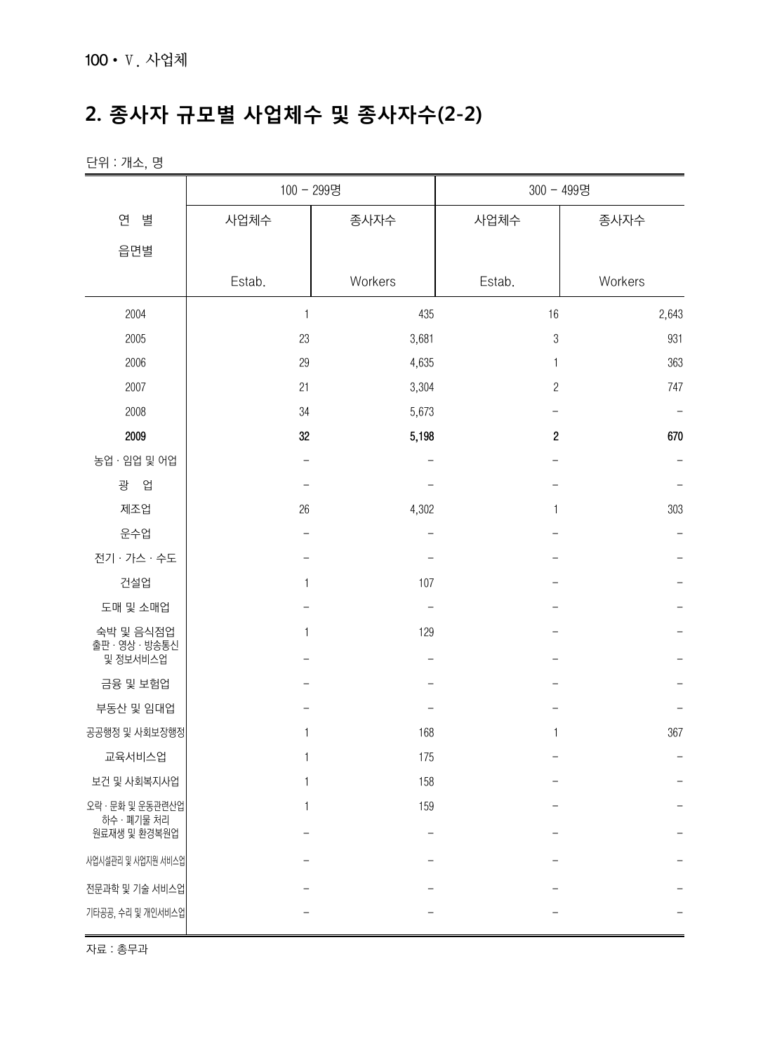## 2. 종사자 규모별 사업체수 및 종사자수(2-2)

단위 : 개소, 명

| 연 별<br>읍면별 | 100 - 299명 | | 300 - 499명 | |
|---|---|---|---|---|
| | 사업체수<br>Estab. | 종사자수<br>Workers | 사업체수<br>Estab. | 종사자수<br>Workers |
| 2004 | 1 | 435 | 16 | 2,643 |
| 2005 | 23 | 3,681 | 3 | 931 |
| 2006 | 29 | 4,635 | 1 | 363 |
| 2007 | 21 | 3,304 | 2 | 747 |
| 2008 | 34 | 5,673 | - | - |
| **2009** | **32** | **5,198** | **2** | **670** |
| 농업 · 임업 및 어업 | - | - | - | - |
| 광 업 | - | - | - | - |
| 제조업 | 26 | 4,302 | 1 | 303 |
| 운수업 | - | - | - | - |
| 전기 · 가스 · 수도 | - | - | - | - |
| 건설업 | 1 | 107 | - | - |
| 도매 및 소매업 | - | - | - | - |
| 숙박 및 음식점업 | 1 | 129 | - | - |
| 출판 · 영상 · 방송통신 및 정보서비스업 | - | - | - | - |
| 금융 및 보험업 | - | - | - | - |
| 부동산 및 임대업 | - | - | - | - |
| 공공행정 및 사회보장행정 | 1 | 168 | 1 | 367 |
| 교육서비스업 | 1 | 175 | - | - |
| 보건 및 사회복지사업 | 1 | 158 | - | - |
| 오락 · 문화 및 운동관련산업 | 1 | 159 | - | - |
| 하수 · 폐기물 처리 원료재생 및 환경복원업 | - | - | - | - |
| 사업시설관리 및 사업지원 서비스업 | - | - | - | - |
| 전문과학 및 기술 서비스업 | - | - | - | - |
| 기타공공, 수리 및 개인서비스업 | - | - | - | - |

자료 : 총무과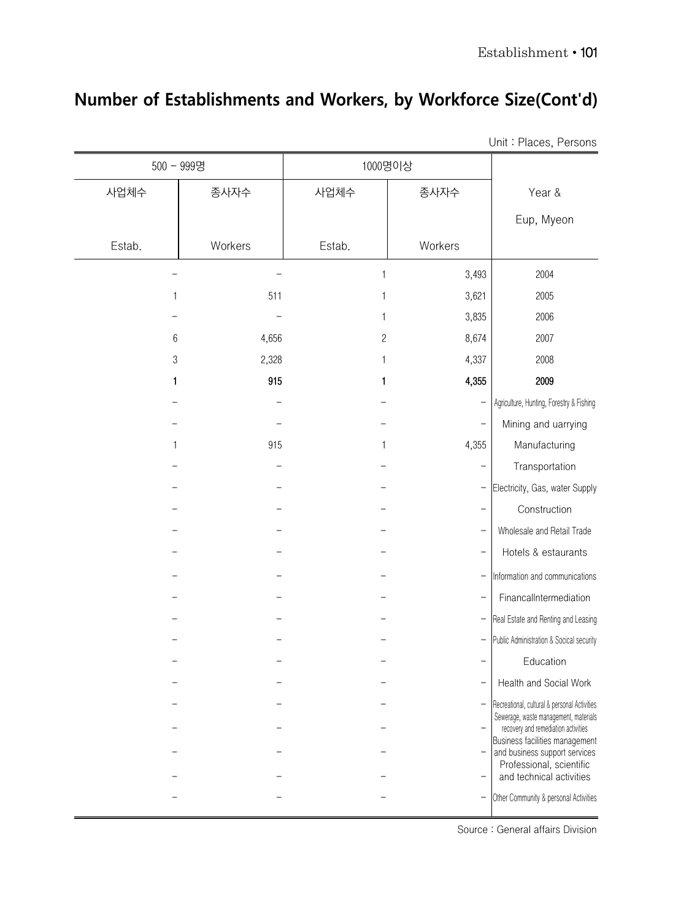## Number of Establishments and Workers, by Workforce Size(Cont'd)

Unit : Places, Persons

| 500 - 999명 | | 1000명이상 | | Year & Eup, Myeon |
|---|---|---|---|---|
| 사업체수 Estab. | 종사자수 Workers | 사업체수 Estab. | 종사자수 Workers | |
| - | - | 1 | 3,493 | 2004 |
| 1 | 511 | 1 | 3,621 | 2005 |
| - | - | 1 | 3,835 | 2006 |
| 6 | 4,656 | 2 | 8,674 | 2007 |
| 3 | 2,328 | 1 | 4,337 | 2008 |
| **1** | **915** | **1** | **4,355** | **2009** |
| - | - | - | - | Agriculture, Hunting, Forestry & Fishing |
| - | - | - | - | Mining and uarrying |
| 1 | 915 | 1 | 4,355 | Manufacturing |
| - | - | - | - | Transportation |
| - | - | - | - | Electricity, Gas, water Supply |
| - | - | - | - | Construction |
| - | - | - | - | Wholesale and Retail Trade |
| - | - | - | - | Hotels & estaurants |
| - | - | - | - | Information and communications |
| - | - | - | - | FinancalIntermediation |
| - | - | - | - | Real Estate and Renting and Leasing |
| - | - | - | - | Public Administration & Socical security |
| - | - | - | - | Education |
| - | - | - | - | Health and Social Work |
| - | - | - | - | Recreational, cultural & personal Activities |
| - | - | - | - | Sewerage, waste management, materials recovery and remediation activities |
| - | - | - | - | Business facilities management and business support services |
| - | - | - | - | Professional, scientific and technical activities |
| - | - | - | - | Other Community & personal Activities |

Source : General affairs Division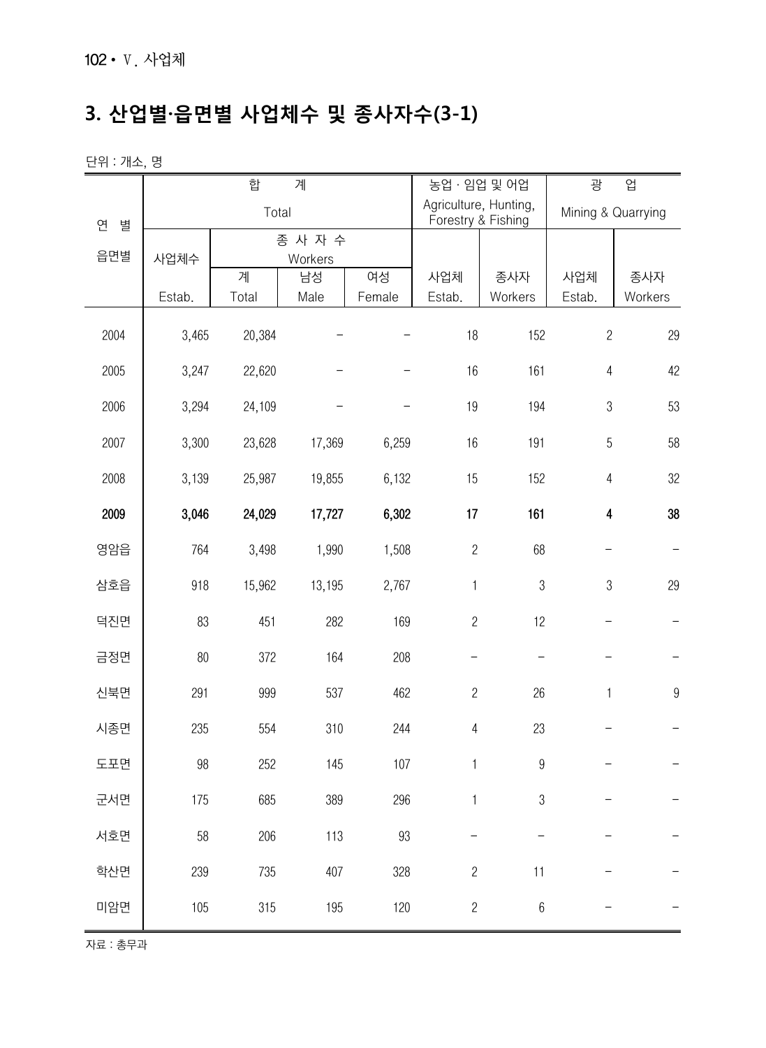## 3. 산업별·읍면별 사업체수 및 종사자수(3-1)

단위 : 개소, 명

| 연 별 읍면별 | 합 계 Total | | | | 농업 · 임업 및 어업 Agriculture, Hunting, Forestry & Fishing | | 광 업 Mining & Quarrying | |
|---|---|---|---|---|---|---|---|---|
| | 사업체수 Estab. | 종 사 자 수 Workers | | | 사업체 Estab. | 종사자 Workers | 사업체 Estab. | 종사자 Workers |
| | | 계 Total | 남성 Male | 여성 Female | | | | |
| 2004 | 3,465 | 20,384 | – | – | 18 | 152 | 2 | 29 |
| 2005 | 3,247 | 22,620 | – | – | 16 | 161 | 4 | 42 |
| 2006 | 3,294 | 24,109 | – | – | 19 | 194 | 3 | 53 |
| 2007 | 3,300 | 23,628 | 17,369 | 6,259 | 16 | 191 | 5 | 58 |
| 2008 | 3,139 | 25,987 | 19,855 | 6,132 | 15 | 152 | 4 | 32 |
| **2009** | **3,046** | **24,029** | **17,727** | **6,302** | **17** | **161** | **4** | **38** |
| 영암읍 | 764 | 3,498 | 1,990 | 1,508 | 2 | 68 | – | – |
| 삼호읍 | 918 | 15,962 | 13,195 | 2,767 | 1 | 3 | 3 | 29 |
| 덕진면 | 83 | 451 | 282 | 169 | 2 | 12 | – | – |
| 금정면 | 80 | 372 | 164 | 208 | – | – | – | – |
| 신북면 | 291 | 999 | 537 | 462 | 2 | 26 | 1 | 9 |
| 시종면 | 235 | 554 | 310 | 244 | 4 | 23 | – | – |
| 도포면 | 98 | 252 | 145 | 107 | 1 | 9 | – | – |
| 군서면 | 175 | 685 | 389 | 296 | 1 | 3 | – | – |
| 서호면 | 58 | 206 | 113 | 93 | – | – | – | – |
| 학산면 | 239 | 735 | 407 | 328 | 2 | 11 | – | – |
| 미암면 | 105 | 315 | 195 | 120 | 2 | 6 | – | – |

자료 : 총무과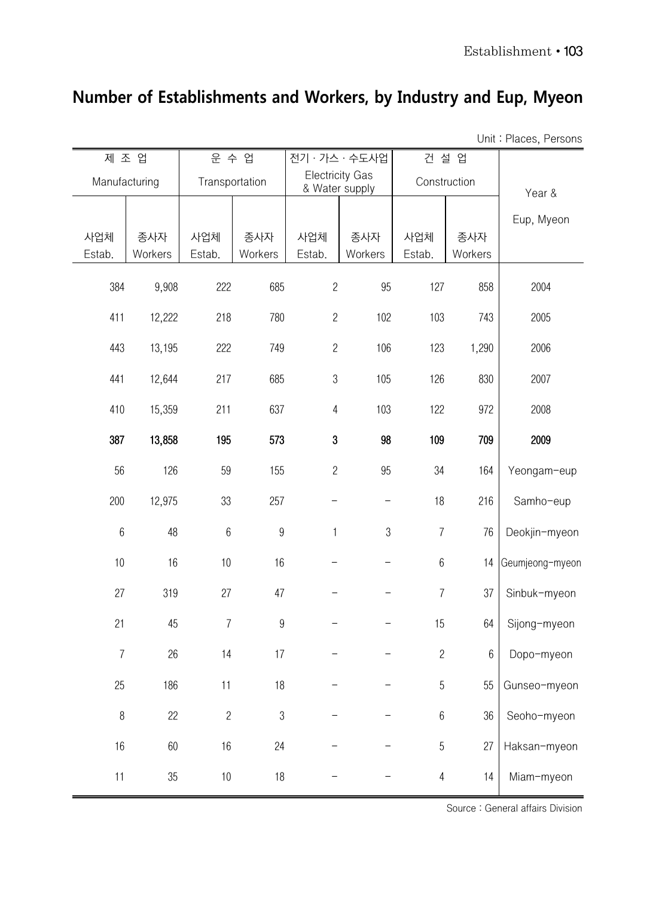# Number of Establishments and Workers, by Industry and Eup, Myeon

Unit : Places, Persons

| 제 조 업 Manufacturing | | 운 수 업 Transportation | | 전기 · 가스 · 수도사업 Electricity Gas & Water supply | | 건 설 업 Construction | | Year & Eup, Myeon |
|---|---|---|---|---|---|---|---|---|
| 사업체 Estab. | 종사자 Workers | 사업체 Estab. | 종사자 Workers | 사업체 Estab. | 종사자 Workers | 사업체 Estab. | 종사자 Workers | |
| 384 | 9,908 | 222 | 685 | 2 | 95 | 127 | 858 | 2004 |
| 411 | 12,222 | 218 | 780 | 2 | 102 | 103 | 743 | 2005 |
| 443 | 13,195 | 222 | 749 | 2 | 106 | 123 | 1,290 | 2006 |
| 441 | 12,644 | 217 | 685 | 3 | 105 | 126 | 830 | 2007 |
| 410 | 15,359 | 211 | 637 | 4 | 103 | 122 | 972 | 2008 |
| **387** | **13,858** | **195** | **573** | **3** | **98** | **109** | **709** | **2009** |
| 56 | 126 | 59 | 155 | 2 | 95 | 34 | 164 | Yeongam-eup |
| 200 | 12,975 | 33 | 257 | - | - | 18 | 216 | Samho-eup |
| 6 | 48 | 6 | 9 | 1 | 3 | 7 | 76 | Deokjin-myeon |
| 10 | 16 | 10 | 16 | - | - | 6 | 14 | Geumjeong-myeon |
| 27 | 319 | 27 | 47 | - | - | 7 | 37 | Sinbuk-myeon |
| 21 | 45 | 7 | 9 | - | - | 15 | 64 | Sijong-myeon |
| 7 | 26 | 14 | 17 | - | - | 2 | 6 | Dopo-myeon |
| 25 | 186 | 11 | 18 | - | - | 5 | 55 | Gunseo-myeon |
| 8 | 22 | 2 | 3 | - | - | 6 | 36 | Seoho-myeon |
| 16 | 60 | 16 | 24 | - | - | 5 | 27 | Haksan-myeon |
| 11 | 35 | 10 | 18 | - | - | 4 | 14 | Miam-myeon |

Source : General affairs Division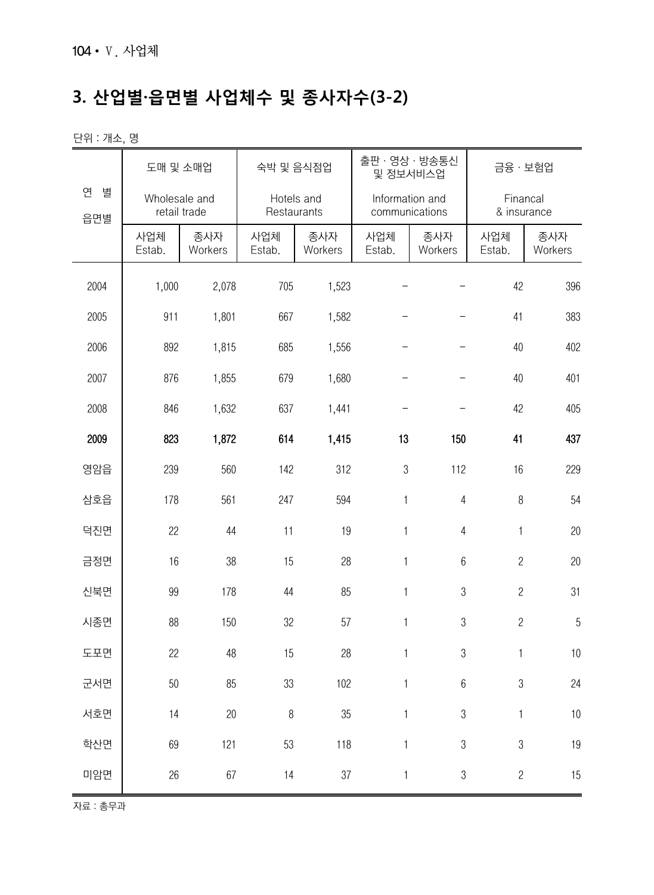## 3. 산업별·읍면별 사업체수 및 종사자수(3-2)

단위 : 개소, 명

| 연 별<br>읍면별 | 도매 및 소매업<br>Wholesale and retail trade | | 숙박 및 음식점업<br>Hotels and Restaurants | | 출판 · 영상 · 방송통신 및 정보서비스업<br>Information and communications | | 금융 · 보험업<br>Financal & insurance | |
|---|---|---|---|---|---|---|---|---|
| | 사업체<br>Estab. | 종사자<br>Workers | 사업체<br>Estab. | 종사자<br>Workers | 사업체<br>Estab. | 종사자<br>Workers | 사업체<br>Estab. | 종사자<br>Workers |
| 2004 | 1,000 | 2,078 | 705 | 1,523 | – | – | 42 | 396 |
| 2005 | 911 | 1,801 | 667 | 1,582 | – | – | 41 | 383 |
| 2006 | 892 | 1,815 | 685 | 1,556 | – | – | 40 | 402 |
| 2007 | 876 | 1,855 | 679 | 1,680 | – | – | 40 | 401 |
| 2008 | 846 | 1,632 | 637 | 1,441 | – | – | 42 | 405 |
| **2009** | **823** | **1,872** | **614** | **1,415** | **13** | **150** | **41** | **437** |
| 영암읍 | 239 | 560 | 142 | 312 | 3 | 112 | 16 | 229 |
| 삼호읍 | 178 | 561 | 247 | 594 | 1 | 4 | 8 | 54 |
| 덕진면 | 22 | 44 | 11 | 19 | 1 | 4 | 1 | 20 |
| 금정면 | 16 | 38 | 15 | 28 | 1 | 6 | 2 | 20 |
| 신북면 | 99 | 178 | 44 | 85 | 1 | 3 | 2 | 31 |
| 시종면 | 88 | 150 | 32 | 57 | 1 | 3 | 2 | 5 |
| 도포면 | 22 | 48 | 15 | 28 | 1 | 3 | 1 | 10 |
| 군서면 | 50 | 85 | 33 | 102 | 1 | 6 | 3 | 24 |
| 서호면 | 14 | 20 | 8 | 35 | 1 | 3 | 1 | 10 |
| 학산면 | 69 | 121 | 53 | 118 | 1 | 3 | 3 | 19 |
| 미암면 | 26 | 67 | 14 | 37 | 1 | 3 | 2 | 15 |

자료 : 총무과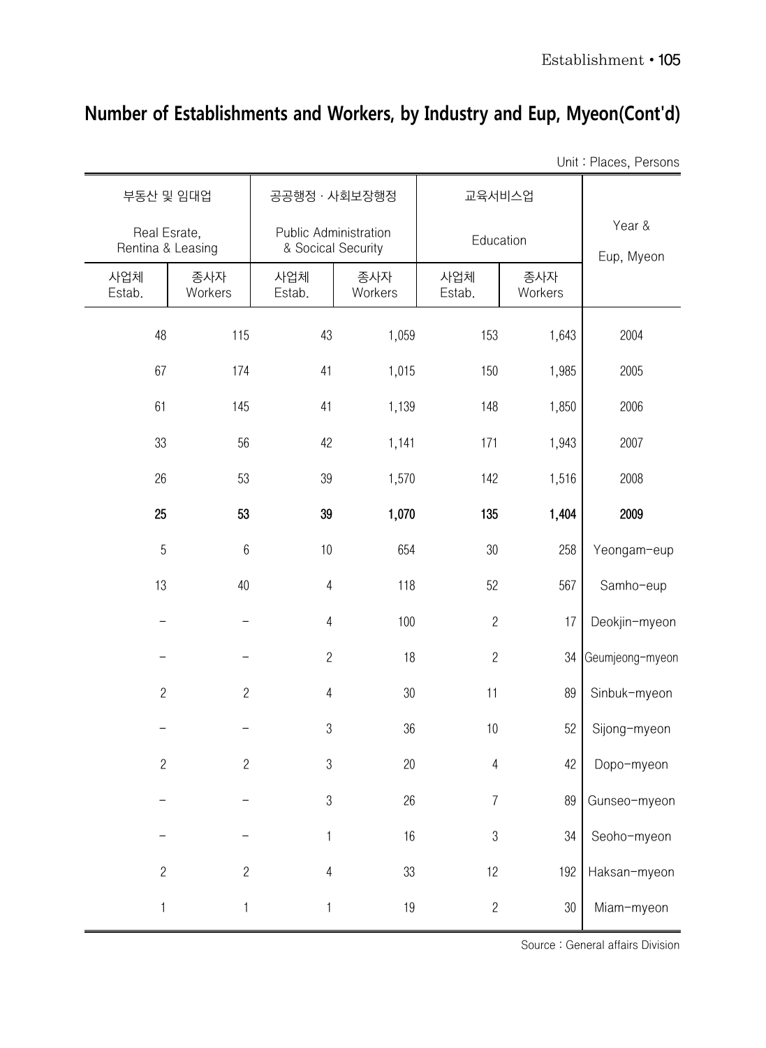## Number of Establishments and Workers, by Industry and Eup, Myeon(Cont'd)

Unit : Places, Persons

| 부동산 및 임대업<br>Real Esrate,<br>Rentina & Leasing | | 공공행정 · 사회보장행정<br>Public Administration<br>& Socical Security | | 교육서비스업<br>Education | | Year &<br>Eup, Myeon |
|---|---|---|---|---|---|---|
| 사업체<br>Estab. | 종사자<br>Workers | 사업체<br>Estab. | 종사자<br>Workers | 사업체<br>Estab. | 종사자<br>Workers | |
| 48 | 115 | 43 | 1,059 | 153 | 1,643 | 2004 |
| 67 | 174 | 41 | 1,015 | 150 | 1,985 | 2005 |
| 61 | 145 | 41 | 1,139 | 148 | 1,850 | 2006 |
| 33 | 56 | 42 | 1,141 | 171 | 1,943 | 2007 |
| 26 | 53 | 39 | 1,570 | 142 | 1,516 | 2008 |
| **25** | **53** | **39** | **1,070** | **135** | **1,404** | **2009** |
| 5 | 6 | 10 | 654 | 30 | 258 | Yeongam-eup |
| 13 | 40 | 4 | 118 | 52 | 567 | Samho-eup |
| - | - | 4 | 100 | 2 | 17 | Deokjin-myeon |
| - | - | 2 | 18 | 2 | 34 | Geumjeong-myeon |
| 2 | 2 | 4 | 30 | 11 | 89 | Sinbuk-myeon |
| - | - | 3 | 36 | 10 | 52 | Sijong-myeon |
| 2 | 2 | 3 | 20 | 4 | 42 | Dopo-myeon |
| - | - | 3 | 26 | 7 | 89 | Gunseo-myeon |
| - | - | 1 | 16 | 3 | 34 | Seoho-myeon |
| 2 | 2 | 4 | 33 | 12 | 192 | Haksan-myeon |
| 1 | 1 | 1 | 19 | 2 | 30 | Miam-myeon |

Source : General affairs Division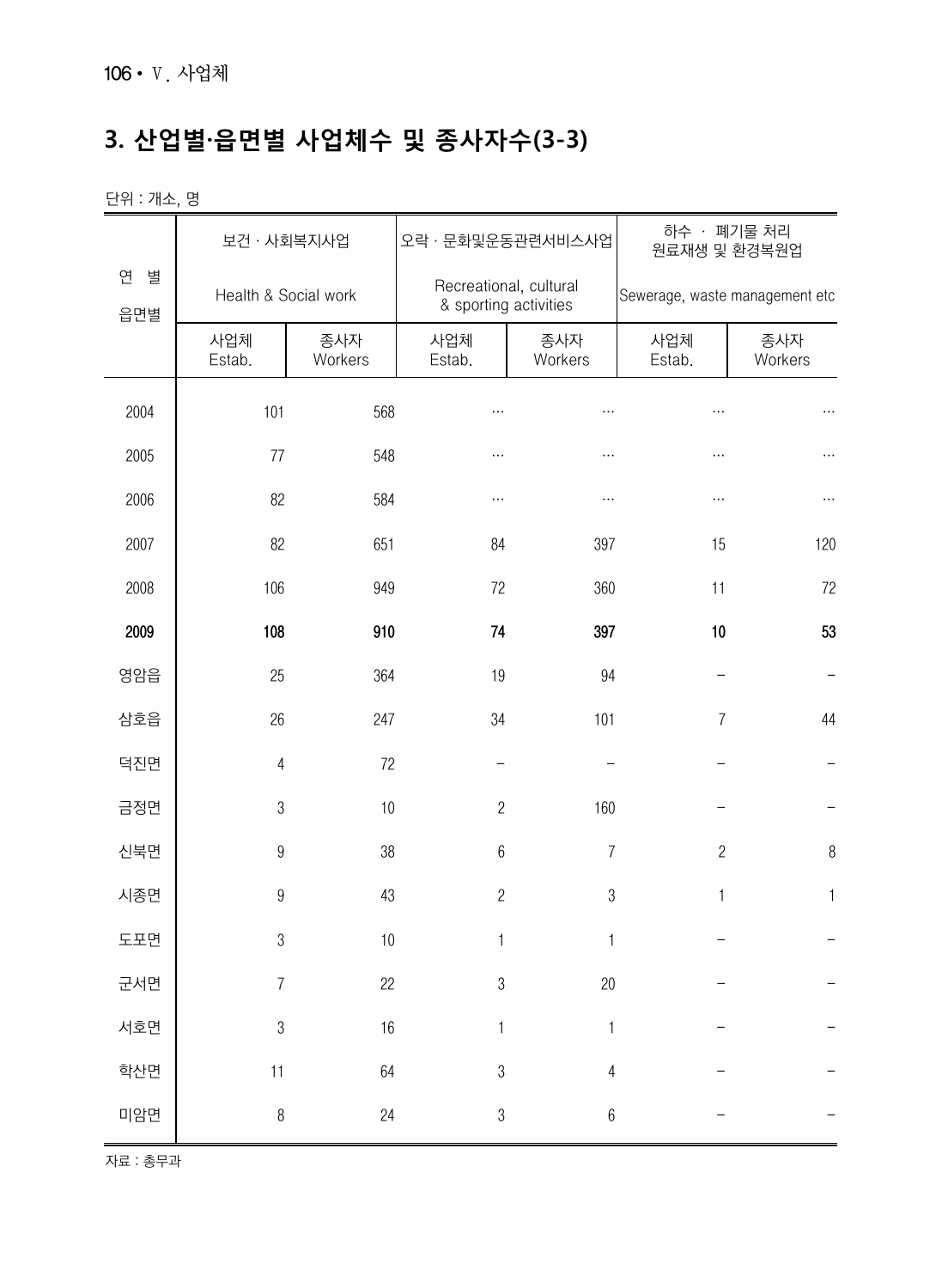## 3. 산업별·읍면별 사업체수 및 종사자수(3-3)

단위 : 개소, 명

| 연 별<br>읍면별 | 보건 · 사회복지사업<br>Health & Social work | | 오락 · 문화및운동관련서비스사업<br>Recreational, cultural & sporting activities | | 하수 · 폐기물 처리 원료재생 및 환경복원업<br>Sewerage, waste management etc | |
|---|---|---|---|---|---|---|
| | 사업체<br>Estab. | 종사자<br>Workers | 사업체<br>Estab. | 종사자<br>Workers | 사업체<br>Estab. | 종사자<br>Workers |
| 2004 | 101 | 568 | … | … | … | … |
| 2005 | 77 | 548 | … | … | … | … |
| 2006 | 82 | 584 | … | … | … | … |
| 2007 | 82 | 651 | 84 | 397 | 15 | 120 |
| 2008 | 106 | 949 | 72 | 360 | 11 | 72 |
| **2009** | **108** | **910** | **74** | **397** | **10** | **53** |
| 영암읍 | 25 | 364 | 19 | 94 | - | - |
| 삼호읍 | 26 | 247 | 34 | 101 | 7 | 44 |
| 덕진면 | 4 | 72 | - | - | - | - |
| 금정면 | 3 | 10 | 2 | 160 | - | - |
| 신북면 | 9 | 38 | 6 | 7 | 2 | 8 |
| 시종면 | 9 | 43 | 2 | 3 | 1 | 1 |
| 도포면 | 3 | 10 | 1 | 1 | - | - |
| 군서면 | 7 | 22 | 3 | 20 | - | - |
| 서호면 | 3 | 16 | 1 | 1 | - | - |
| 학산면 | 11 | 64 | 3 | 4 | - | - |
| 미암면 | 8 | 24 | 3 | 6 | - | - |

자료 : 총무과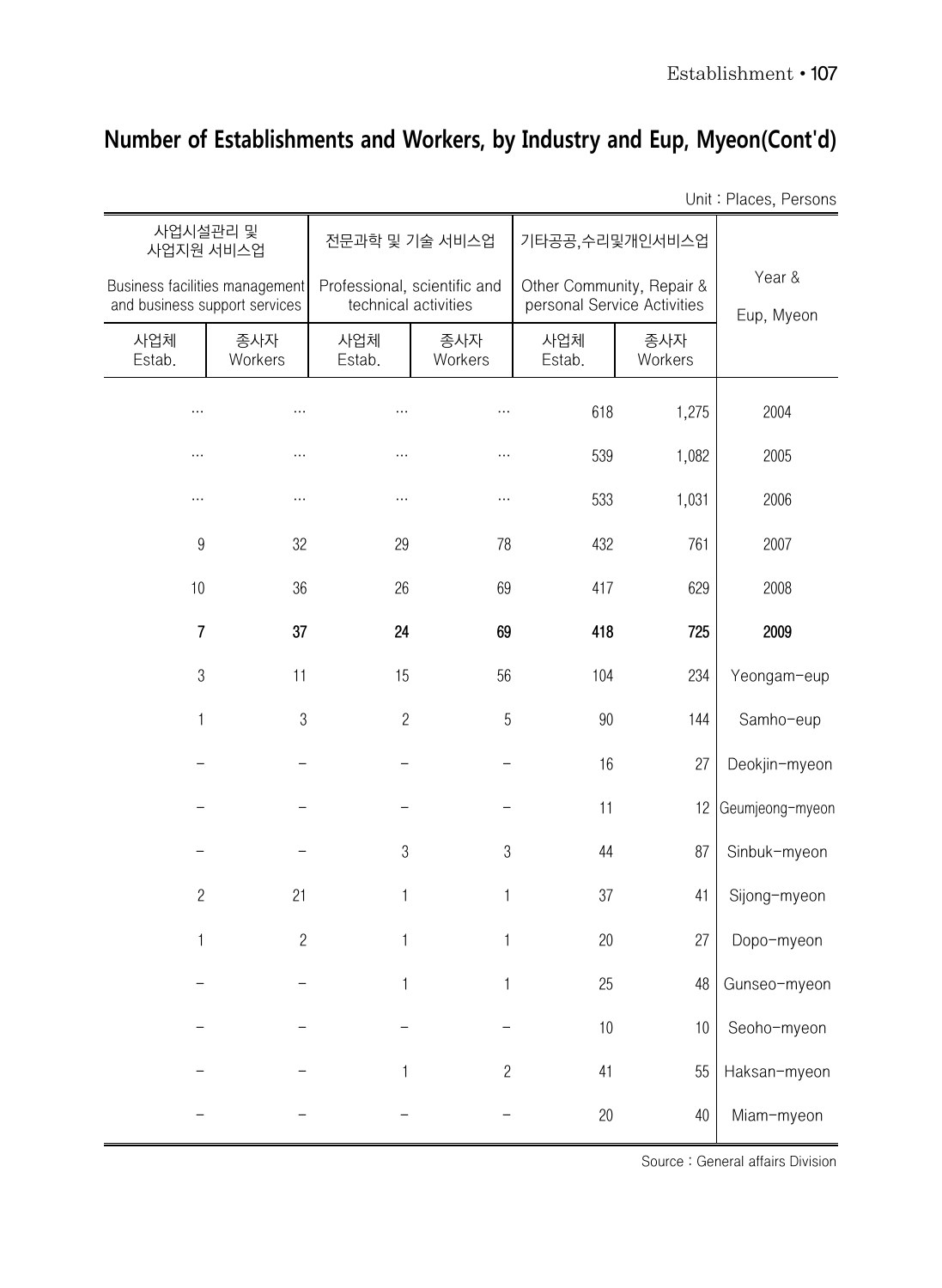## Number of Establishments and Workers, by Industry and Eup, Myeon(Cont'd)

Unit : Places, Persons

| 사업시설관리 및 사업지원 서비스업 Business facilities management and business support services | | 전문과학 및 기술 서비스업 Professional, scientific and technical activities | | 기타공공,수리및개인서비스업 Other Community, Repair & personal Service Activities | | Year & Eup, Myeon |
|---|---|---|---|---|---|---|
| 사업체 Estab. | 종사자 Workers | 사업체 Estab. | 종사자 Workers | 사업체 Estab. | 종사자 Workers | |
| … | … | … | … | 618 | 1,275 | 2004 |
| … | … | … | … | 539 | 1,082 | 2005 |
| … | … | … | … | 533 | 1,031 | 2006 |
| 9 | 32 | 29 | 78 | 432 | 761 | 2007 |
| 10 | 36 | 26 | 69 | 417 | 629 | 2008 |
| **7** | **37** | **24** | **69** | **418** | **725** | **2009** |
| 3 | 11 | 15 | 56 | 104 | 234 | Yeongam-eup |
| 1 | 3 | 2 | 5 | 90 | 144 | Samho-eup |
| - | - | - | - | 16 | 27 | Deokjin-myeon |
| - | - | - | - | 11 | 12 | Geumjeong-myeon |
| - | - | 3 | 3 | 44 | 87 | Sinbuk-myeon |
| 2 | 21 | 1 | 1 | 37 | 41 | Sijong-myeon |
| 1 | 2 | 1 | 1 | 20 | 27 | Dopo-myeon |
| - | - | 1 | 1 | 25 | 48 | Gunseo-myeon |
| - | - | - | - | 10 | 10 | Seoho-myeon |
| - | - | 1 | 2 | 41 | 55 | Haksan-myeon |
| - | - | - | - | 20 | 40 | Miam-myeon |

Source : General affairs Division